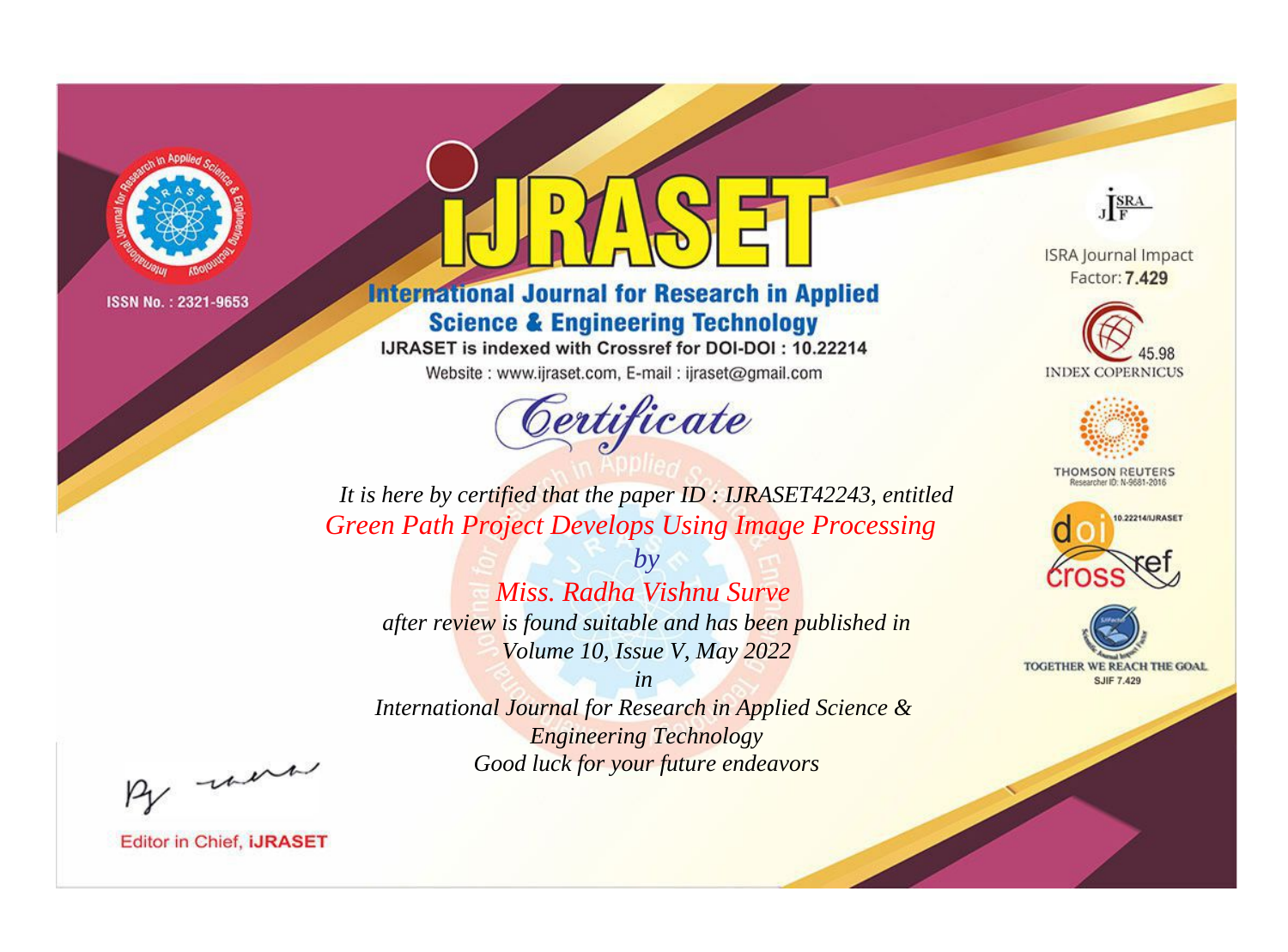ISSN No. : 2321-9653

# IJRASET

## International Journal for Research in Applied Science & Engineering Technology

IJRASET is indexed with Crossref for DOI-DOI : 10.22214

Website : www.ijraset.com, E-mail : ijraset@gmail.com

# Certificate

*It is here by certified that the paper ID : IJRASET42243, entitled*

*Green Path Project Develops Using Image Processing*

*by*

*Miss. Radha Vishnu Surve*

*after review is found suitable and has been published in*

*Volume 10, Issue V, May 2022*

*in*

*International Journal for Research in Applied Science & Engineering Technology*

*Good luck for your future endeavors*

ISRA Journal Impact Factor: **7.429**

45.98 INDEX COPERNICUS

THOMSON REUTERS Researcher ID: N-9681-2016

10.22214/IJRASET

TOGETHER WE REACH THE GOAL SJIF 7.429

Editor in Chief, **iJRASET**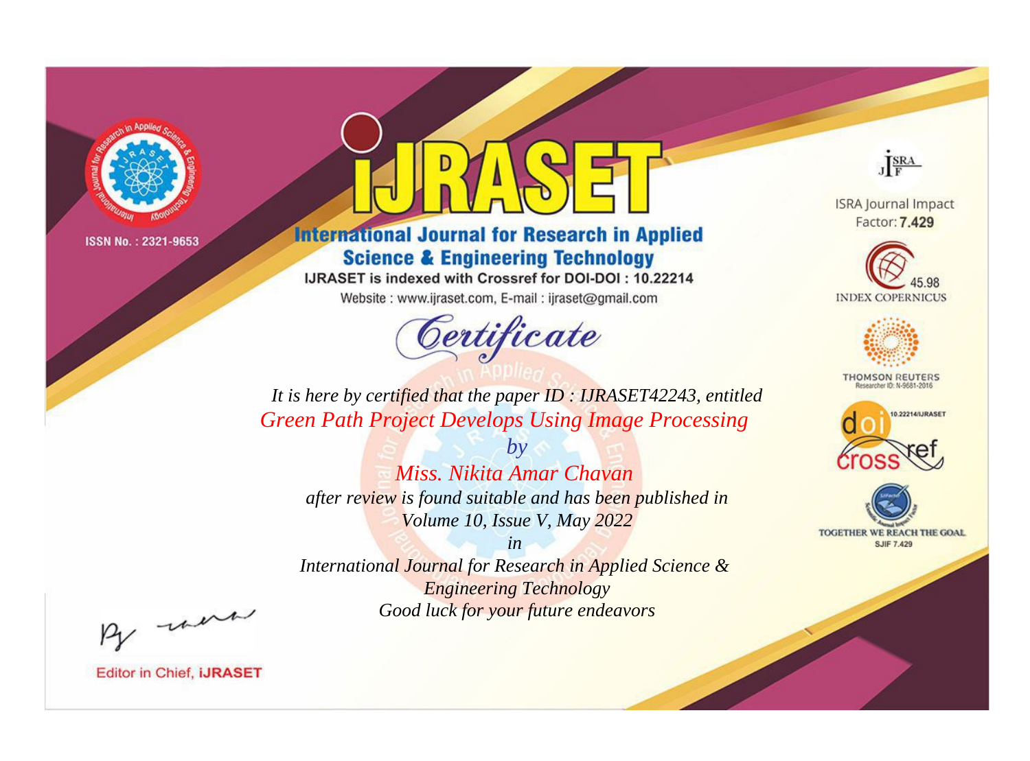ISSN No. : 2321-9653

# iJRASET

## International Journal for Research in Applied Science & Engineering Technology

IJRASET is indexed with Crossref for DOI-DOI : 10.22214

Website : www.ijraset.com, E-mail : ijraset@gmail.com

ISRA Journal Impact Factor: **7.429**

45.98 INDEX COPERNICUS

THOMSON REUTERS Researcher ID: N-9681-2016

10.22214/IJRASET

TOGETHER WE REACH THE GOAL SJIF 7.429

# *Certificate*

*It is here by certified that the paper ID : IJRASET42243, entitled*

*Green Path Project Develops Using Image Processing*

*by*

*Miss. Nikita Amar Chavan*

*after review is found suitable and has been published in*

*Volume 10, Issue V, May 2022*

*in*

*International Journal for Research in Applied Science & Engineering Technology*

*Good luck for your future endeavors*

Editor in Chief, **iJRASET**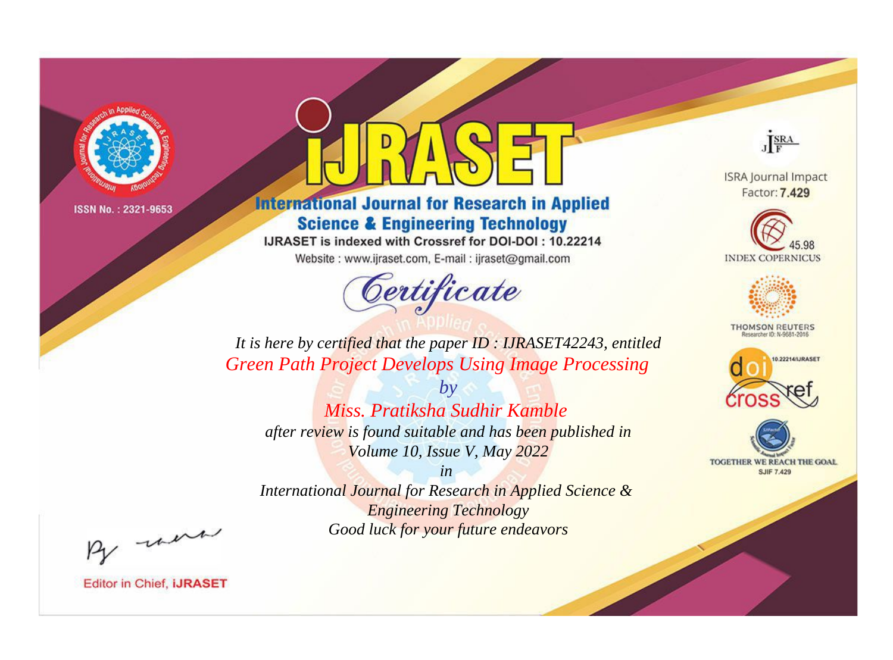ISSN No. : 2321-9653

# iJRASET

## International Journal for Research in Applied Science & Engineering Technology

IJRASET is indexed with Crossref for DOI-DOI : 10.22214

Website : www.ijraset.com, E-mail : ijraset@gmail.com

ISRA Journal Impact Factor: **7.429**

45.98 INDEX COPERNICUS

THOMSON REUTERS Researcher ID: N-9681-2016

10.22214/IJRASET

TOGETHER WE REACH THE GOAL SJIF 7.429

## *Certificate*

*It is here by certified that the paper ID : IJRASET42243, entitled*

*Green Path Project Develops Using Image Processing*

*by*

*Miss. Pratiksha Sudhir Kamble*

*after review is found suitable and has been published in*

*Volume 10, Issue V, May 2022*

*in*

*International Journal for Research in Applied Science & Engineering Technology*

*Good luck for your future endeavors*

Editor in Chief, **iJRASET**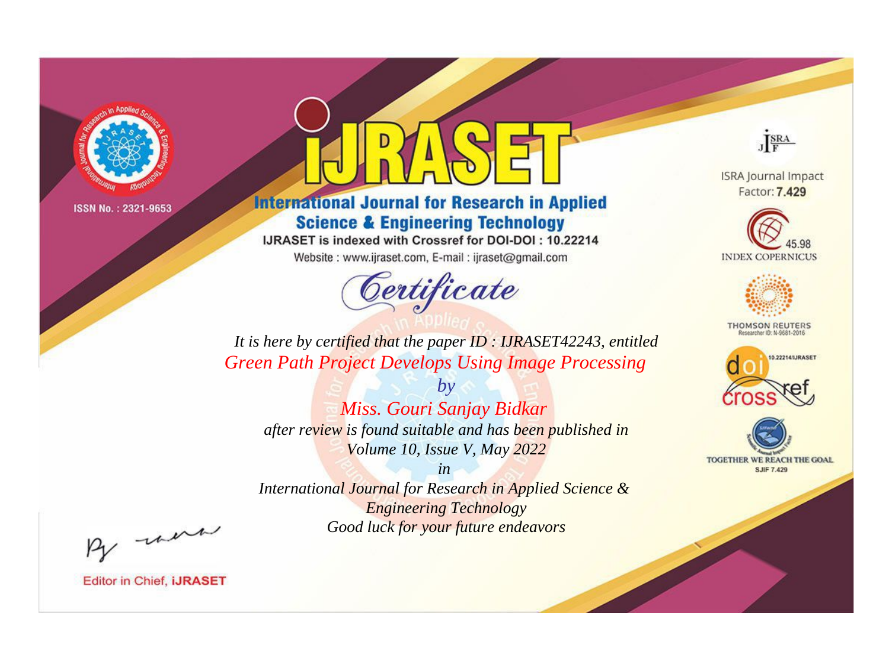ISSN No. : 2321-9653

# iJRASET

## International Journal for Research in Applied Science & Engineering Technology

IJRASET is indexed with Crossref for DOI-DOI : 10.22214

Website : www.ijraset.com, E-mail : ijraset@gmail.com

ISRA Journal Impact Factor: **7.429**

45.98 INDEX COPERNICUS

THOMSON REUTERS Researcher ID: N-9681-2016

10.22214/IJRASET

TOGETHER WE REACH THE GOAL SJIF 7.429

# *Certificate*

*It is here by certified that the paper ID : IJRASET42243, entitled*

*Green Path Project Develops Using Image Processing*

*by*

*Miss. Gouri Sanjay Bidkar*

*after review is found suitable and has been published in*

*Volume 10, Issue V, May 2022*

*in*

*International Journal for Research in Applied Science & Engineering Technology*

*Good luck for your future endeavors*

Editor in Chief, **iJRASET**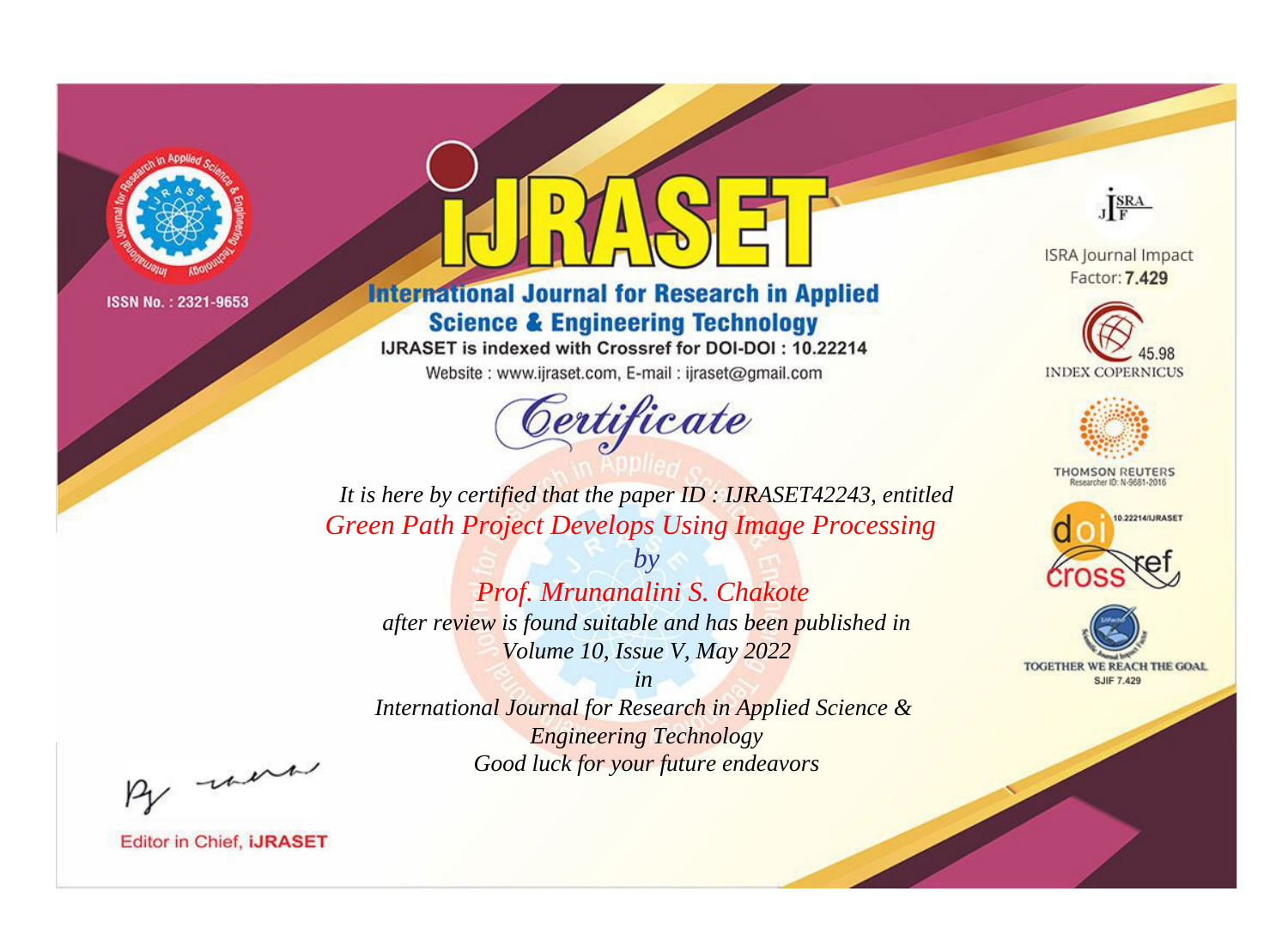ISSN No. : 2321-9653

# IJRASET

## International Journal for Research in Applied Science & Engineering Technology

IJRASET is indexed with Crossref for DOI-DOI : 10.22214

Website : www.ijraset.com, E-mail : ijraset@gmail.com

*Certificate*

*It is here by certified that the paper ID : IJRASET42243, entitled*

*Green Path Project Develops Using Image Processing*

*by*

*Prof. Mrunanalini S. Chakote*

*after review is found suitable and has been published in*

*Volume 10, Issue V, May 2022*

*in*

*International Journal for Research in Applied Science & Engineering Technology*

*Good luck for your future endeavors*

ISRA Journal Impact Factor: **7.429**

45.98 INDEX COPERNICUS

THOMSON REUTERS Researcher ID: N-9681-2016

10.22214/IJRASET

TOGETHER WE REACH THE GOAL SJIF 7.429

Editor in Chief, **iJRASET**